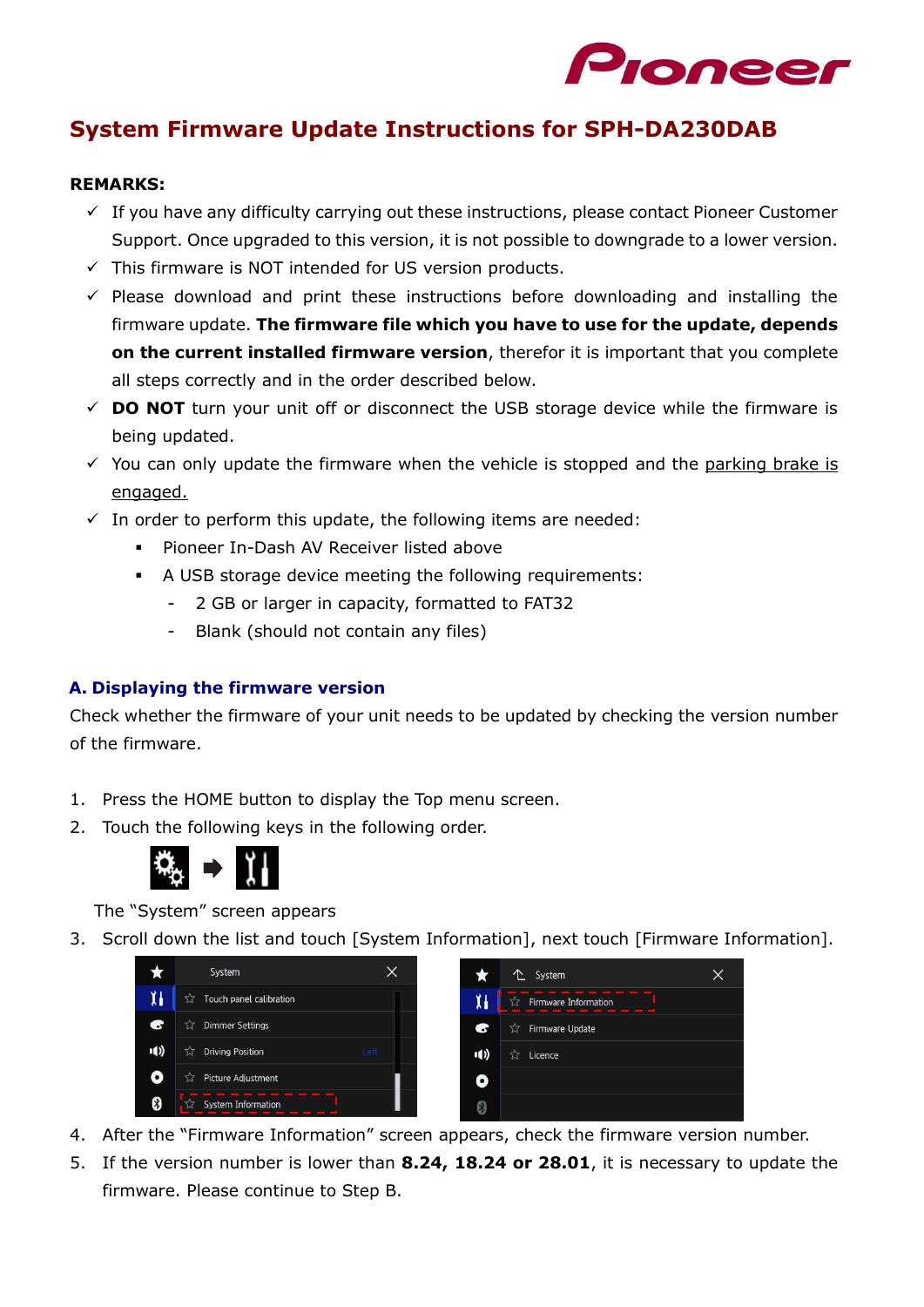# System Firmware Update Instructions for SPH-DA230DAB

**REMARKS:**

- ✓ If you have any difficulty carrying out these instructions, please contact Pioneer Customer Support. Once upgraded to this version, it is not possible to downgrade to a lower version.
- ✓ This firmware is NOT intended for US version products.
- ✓ Please download and print these instructions before downloading and installing the firmware update. **The firmware file which you have to use for the update, depends on the current installed firmware version**, therefor it is important that you complete all steps correctly and in the order described below.
- ✓ **DO NOT** turn your unit off or disconnect the USB storage device while the firmware is being updated.
- ✓ You can only update the firmware when the vehicle is stopped and the parking brake is engaged.
- ✓ In order to perform this update, the following items are needed:
  - Pioneer In-Dash AV Receiver listed above
  - A USB storage device meeting the following requirements:
    - 2 GB or larger in capacity, formatted to FAT32
    - Blank (should not contain any files)

## A. Displaying the firmware version

Check whether the firmware of your unit needs to be updated by checking the version number of the firmware.

1. Press the HOME button to display the Top menu screen.
2. Touch the following keys in the following order.

   The "System" screen appears
3. Scroll down the list and touch [System Information], next touch [Firmware Information].
4. After the "Firmware Information" screen appears, check the firmware version number.
5. If the version number is lower than **8.24, 18.24 or 28.01**, it is necessary to update the firmware. Please continue to Step B.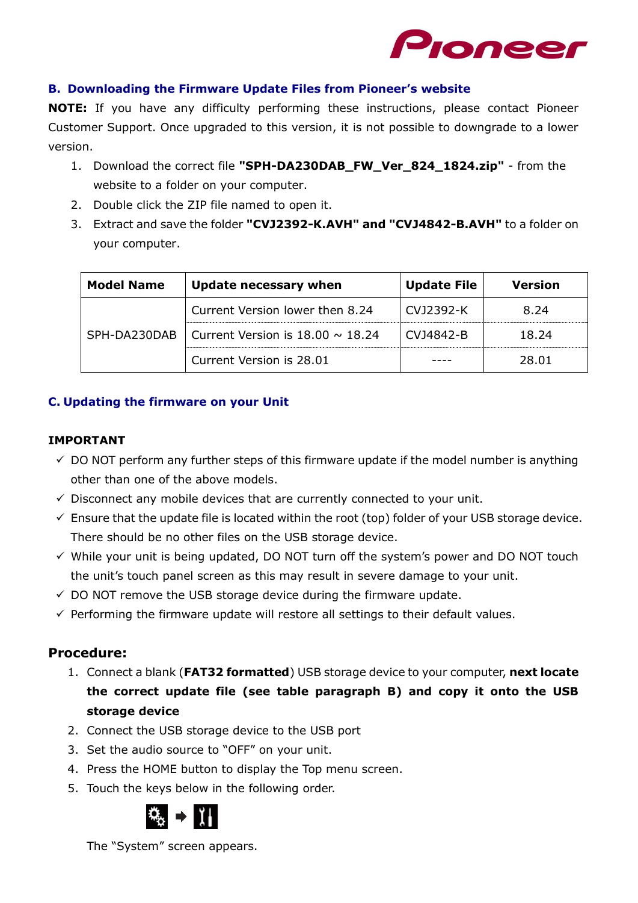### B. Downloading the Firmware Update Files from Pioneer's website

**NOTE:** If you have any difficulty performing these instructions, please contact Pioneer Customer Support. Once upgraded to this version, it is not possible to downgrade to a lower version.

1. Download the correct file **"SPH-DA230DAB_FW_Ver_824_1824.zip"** - from the website to a folder on your computer.
2. Double click the ZIP file named to open it.
3. Extract and save the folder **"CVJ2392-K.AVH" and "CVJ4842-B.AVH"** to a folder on your computer.

| Model Name | Update necessary when | Update File | Version |
|---|---|---|---|
| SPH-DA230DAB | Current Version lower then 8.24 | CVJ2392-K | 8.24 |
| | Current Version is 18.00 ~ 18.24 | CVJ4842-B | 18.24 |
| | Current Version is 28.01 | ---- | 28.01 |

### C. Updating the firmware on your Unit

**IMPORTANT**

- ✓ DO NOT perform any further steps of this firmware update if the model number is anything other than one of the above models.
- ✓ Disconnect any mobile devices that are currently connected to your unit.
- ✓ Ensure that the update file is located within the root (top) folder of your USB storage device. There should be no other files on the USB storage device.
- ✓ While your unit is being updated, DO NOT turn off the system's power and DO NOT touch the unit's touch panel screen as this may result in severe damage to your unit.
- ✓ DO NOT remove the USB storage device during the firmware update.
- ✓ Performing the firmware update will restore all settings to their default values.

**Procedure:**

1. Connect a blank (**FAT32 formatted**) USB storage device to your computer, **next locate the correct update file (see table paragraph B) and copy it onto the USB storage device**
2. Connect the USB storage device to the USB port
3. Set the audio source to "OFF" on your unit.
4. Press the HOME button to display the Top menu screen.
5. Touch the keys below in the following order.

   The "System" screen appears.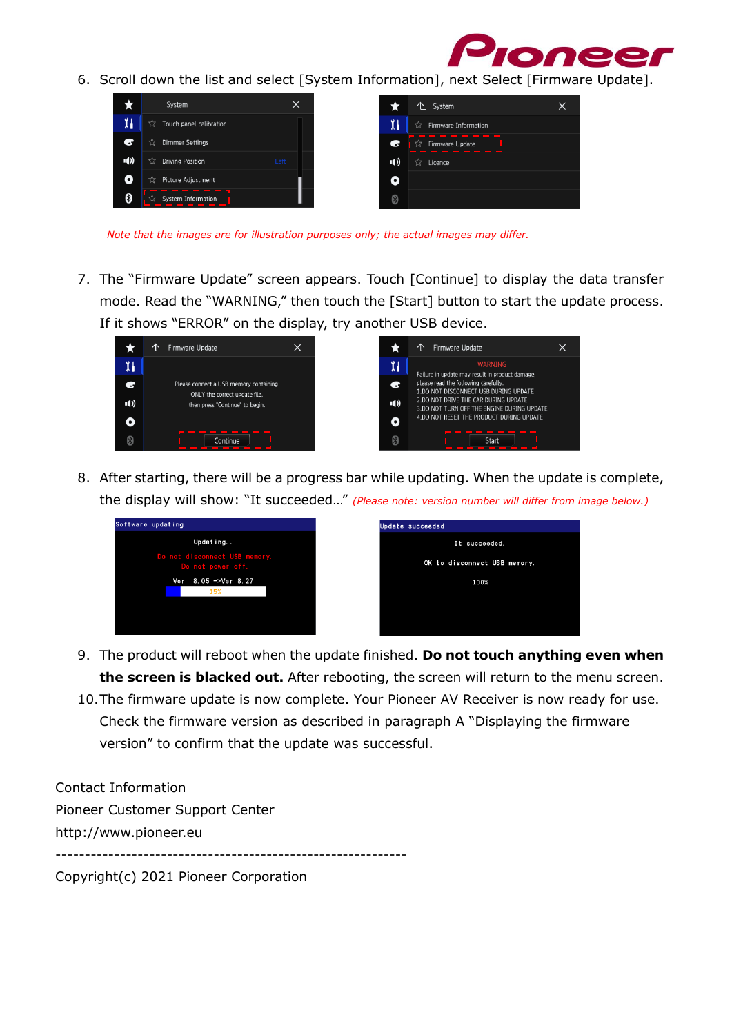6. Scroll down the list and select [System Information], next Select [Firmware Update].

*Note that the images are for illustration purposes only; the actual images may differ.*

7. The "Firmware Update" screen appears. Touch [Continue] to display the data transfer mode. Read the "WARNING," then touch the [Start] button to start the update process. If it shows "ERROR" on the display, try another USB device.

8. After starting, there will be a progress bar while updating. When the update is complete, the display will show: "It succeeded…" *(Please note: version number will differ from image below.)*

9. The product will reboot when the update finished. **Do not touch anything even when the screen is blacked out.** After rebooting, the screen will return to the menu screen.

10. The firmware update is now complete. Your Pioneer AV Receiver is now ready for use. Check the firmware version as described in paragraph A "Displaying the firmware version" to confirm that the update was successful.

Contact Information

Pioneer Customer Support Center

http://www.pioneer.eu

------------------------------------------------------------

Copyright(c) 2021 Pioneer Corporation